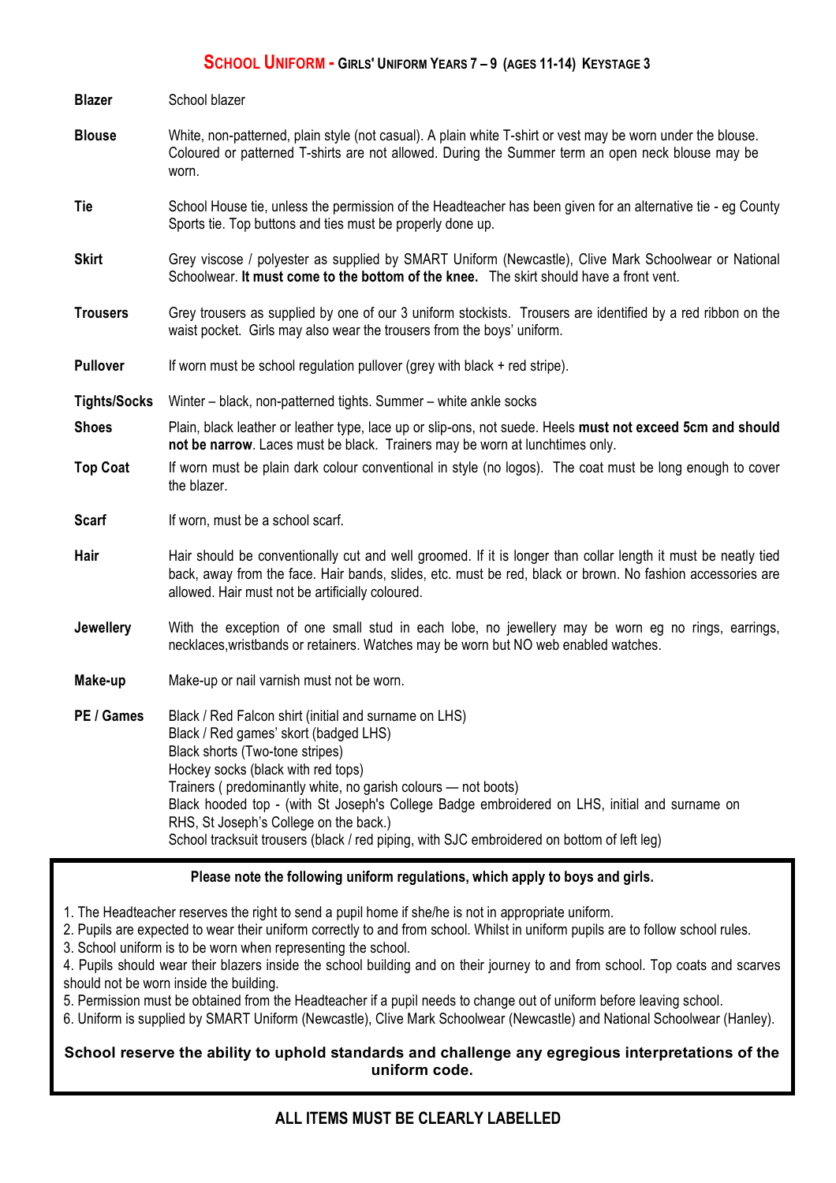## School Uniform - Girls' Uniform Years 7 – 9 (ages 11-14) Keystage 3

| | |
|---|---|
| **Blazer** | School blazer |
| **Blouse** | White, non-patterned, plain style (not casual). A plain white T-shirt or vest may be worn under the blouse. Coloured or patterned T-shirts are not allowed. During the Summer term an open neck blouse may be worn. |
| **Tie** | School House tie, unless the permission of the Headteacher has been given for an alternative tie - eg County Sports tie. Top buttons and ties must be properly done up. |
| **Skirt** | Grey viscose / polyester as supplied by SMART Uniform (Newcastle), Clive Mark Schoolwear or National Schoolwear. **It must come to the bottom of the knee.** The skirt should have a front vent. |
| **Trousers** | Grey trousers as supplied by one of our 3 uniform stockists. Trousers are identified by a red ribbon on the waist pocket. Girls may also wear the trousers from the boys' uniform. |
| **Pullover** | If worn must be school regulation pullover (grey with black + red stripe). |
| **Tights/Socks** | Winter – black, non-patterned tights. Summer – white ankle socks |
| **Shoes** | Plain, black leather or leather type, lace up or slip-ons, not suede. Heels **must not exceed 5cm and should not be narrow**. Laces must be black. Trainers may be worn at lunchtimes only. |
| **Top Coat** | If worn must be plain dark colour conventional in style (no logos). The coat must be long enough to cover the blazer. |
| **Scarf** | If worn, must be a school scarf. |
| **Hair** | Hair should be conventionally cut and well groomed. If it is longer than collar length it must be neatly tied back, away from the face. Hair bands, slides, etc. must be red, black or brown. No fashion accessories are allowed. Hair must not be artificially coloured. |
| **Jewellery** | With the exception of one small stud in each lobe, no jewellery may be worn eg no rings, earrings, necklaces,wristbands or retainers. Watches may be worn but NO web enabled watches. |
| **Make-up** | Make-up or nail varnish must not be worn. |
| **PE / Games** | Black / Red Falcon shirt (initial and surname on LHS)<br>Black / Red games' skort (badged LHS)<br>Black shorts (Two-tone stripes)<br>Hockey socks (black with red tops)<br>Trainers ( predominantly white, no garish colours — not boots)<br>Black hooded top - (with St Joseph's College Badge embroidered on LHS, initial and surname on RHS, St Joseph's College on the back.)<br>School tracksuit trousers (black / red piping, with SJC embroidered on bottom of left leg) |

**Please note the following uniform regulations, which apply to boys and girls.**

1. The Headteacher reserves the right to send a pupil home if she/he is not in appropriate uniform.
2. Pupils are expected to wear their uniform correctly to and from school. Whilst in uniform pupils are to follow school rules.
3. School uniform is to be worn when representing the school.
4. Pupils should wear their blazers inside the school building and on their journey to and from school. Top coats and scarves should not be worn inside the building.
5. Permission must be obtained from the Headteacher if a pupil needs to change out of uniform before leaving school.
6. Uniform is supplied by SMART Uniform (Newcastle), Clive Mark Schoolwear (Newcastle) and National Schoolwear (Hanley).

**School reserve the ability to uphold standards and challenge any egregious interpretations of the uniform code.**

**ALL ITEMS MUST BE CLEARLY LABELLED**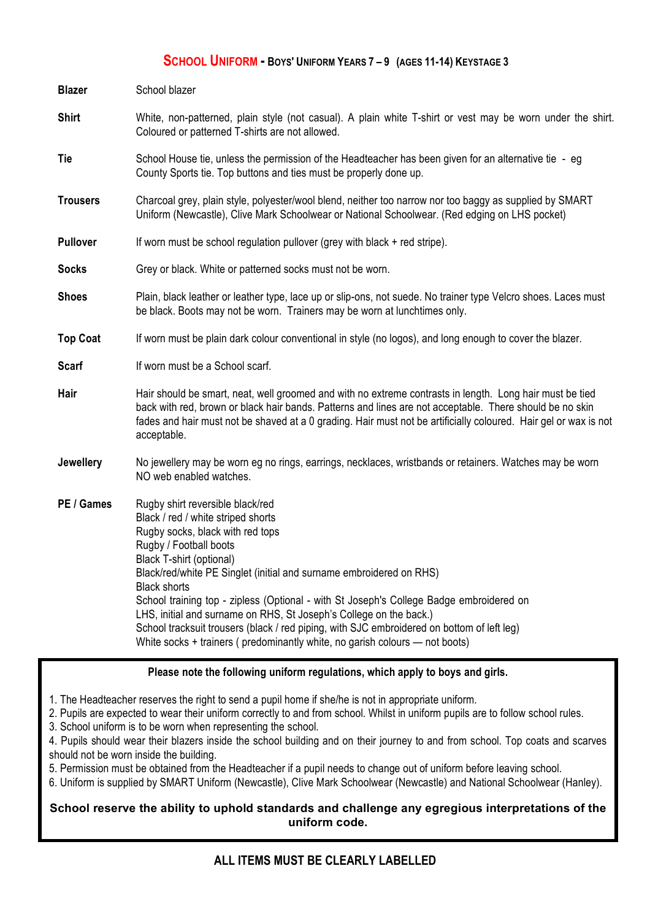## SCHOOL UNIFORM - BOYS' UNIFORM YEARS 7 – 9 (AGES 11-14) KEYSTAGE 3

| | |
|---|---|
| **Blazer** | School blazer |
| **Shirt** | White, non-patterned, plain style (not casual). A plain white T-shirt or vest may be worn under the shirt. Coloured or patterned T-shirts are not allowed. |
| **Tie** | School House tie, unless the permission of the Headteacher has been given for an alternative tie - eg County Sports tie. Top buttons and ties must be properly done up. |
| **Trousers** | Charcoal grey, plain style, polyester/wool blend, neither too narrow nor too baggy as supplied by SMART Uniform (Newcastle), Clive Mark Schoolwear or National Schoolwear. (Red edging on LHS pocket) |
| **Pullover** | If worn must be school regulation pullover (grey with black + red stripe). |
| **Socks** | Grey or black. White or patterned socks must not be worn. |
| **Shoes** | Plain, black leather or leather type, lace up or slip-ons, not suede. No trainer type Velcro shoes. Laces must be black. Boots may not be worn. Trainers may be worn at lunchtimes only. |
| **Top Coat** | If worn must be plain dark colour conventional in style (no logos), and long enough to cover the blazer. |
| **Scarf** | If worn must be a School scarf. |
| **Hair** | Hair should be smart, neat, well groomed and with no extreme contrasts in length. Long hair must be tied back with red, brown or black hair bands. Patterns and lines are not acceptable. There should be no skin fades and hair must not be shaved at a 0 grading. Hair must not be artificially coloured. Hair gel or wax is not acceptable. |
| **Jewellery** | No jewellery may be worn eg no rings, earrings, necklaces, wristbands or retainers. Watches may be worn NO web enabled watches. |
| **PE / Games** | Rugby shirt reversible black/red<br>Black / red / white striped shorts<br>Rugby socks, black with red tops<br>Rugby / Football boots<br>Black T-shirt (optional)<br>Black/red/white PE Singlet (initial and surname embroidered on RHS)<br>Black shorts<br>School training top - zipless (Optional - with St Joseph's College Badge embroidered on LHS, initial and surname on RHS, St Joseph's College on the back.)<br>School tracksuit trousers (black / red piping, with SJC embroidered on bottom of left leg)<br>White socks + trainers ( predominantly white, no garish colours — not boots) |

**Please note the following uniform regulations, which apply to boys and girls.**

1. The Headteacher reserves the right to send a pupil home if she/he is not in appropriate uniform.
2. Pupils are expected to wear their uniform correctly to and from school. Whilst in uniform pupils are to follow school rules.
3. School uniform is to be worn when representing the school.
4. Pupils should wear their blazers inside the school building and on their journey to and from school. Top coats and scarves should not be worn inside the building.
5. Permission must be obtained from the Headteacher if a pupil needs to change out of uniform before leaving school.
6. Uniform is supplied by SMART Uniform (Newcastle), Clive Mark Schoolwear (Newcastle) and National Schoolwear (Hanley).

**School reserve the ability to uphold standards and challenge any egregious interpretations of the uniform code.**

**ALL ITEMS MUST BE CLEARLY LABELLED**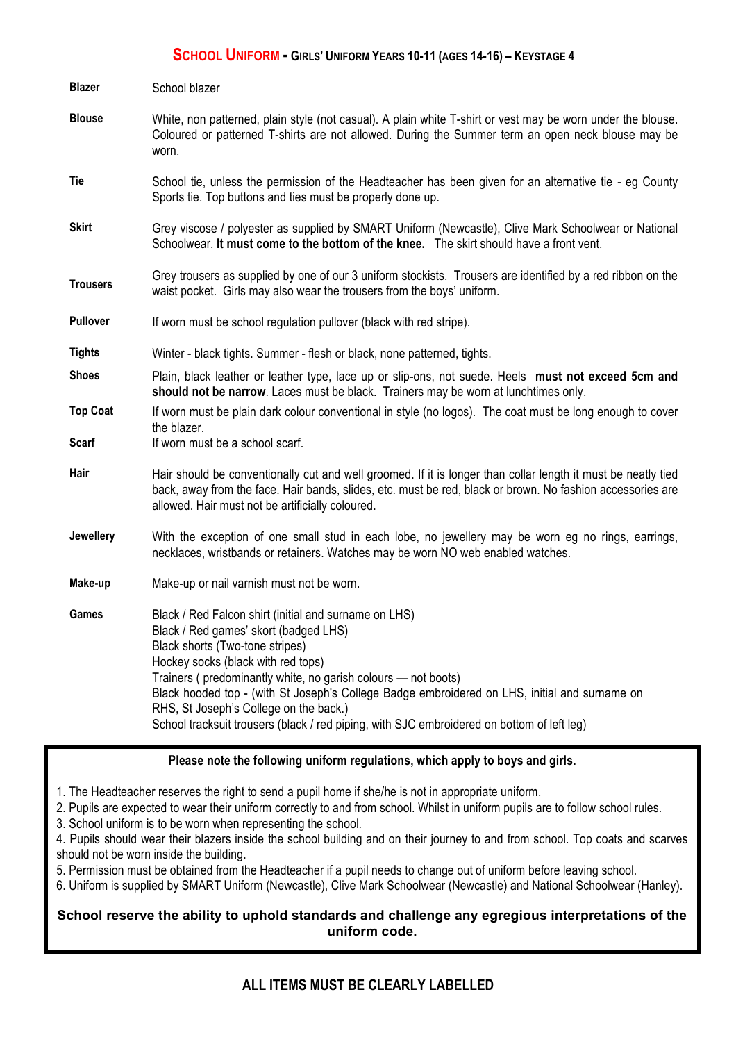## SCHOOL UNIFORM - GIRLS' UNIFORM YEARS 10-11 (AGES 14-16) – KEYSTAGE 4

| | |
|---|---|
| **Blazer** | School blazer |
| **Blouse** | White, non patterned, plain style (not casual). A plain white T-shirt or vest may be worn under the blouse. Coloured or patterned T-shirts are not allowed. During the Summer term an open neck blouse may be worn. |
| **Tie** | School tie, unless the permission of the Headteacher has been given for an alternative tie - eg County Sports tie. Top buttons and ties must be properly done up. |
| **Skirt** | Grey viscose / polyester as supplied by SMART Uniform (Newcastle), Clive Mark Schoolwear or National Schoolwear. **It must come to the bottom of the knee.** The skirt should have a front vent. |
| **Trousers** | Grey trousers as supplied by one of our 3 uniform stockists. Trousers are identified by a red ribbon on the waist pocket. Girls may also wear the trousers from the boys' uniform. |
| **Pullover** | If worn must be school regulation pullover (black with red stripe). |
| **Tights** | Winter - black tights. Summer - flesh or black, none patterned, tights. |
| **Shoes** | Plain, black leather or leather type, lace up or slip-ons, not suede. Heels **must not exceed 5cm and should not be narrow**. Laces must be black. Trainers may be worn at lunchtimes only. |
| **Top Coat** | If worn must be plain dark colour conventional in style (no logos). The coat must be long enough to cover the blazer. |
| **Scarf** | If worn must be a school scarf. |
| **Hair** | Hair should be conventionally cut and well groomed. If it is longer than collar length it must be neatly tied back, away from the face. Hair bands, slides, etc. must be red, black or brown. No fashion accessories are allowed. Hair must not be artificially coloured. |
| **Jewellery** | With the exception of one small stud in each lobe, no jewellery may be worn eg no rings, earrings, necklaces, wristbands or retainers. Watches may be worn NO web enabled watches. |
| **Make-up** | Make-up or nail varnish must not be worn. |
| **Games** | Black / Red Falcon shirt (initial and surname on LHS)<br>Black / Red games' skort (badged LHS)<br>Black shorts (Two-tone stripes)<br>Hockey socks (black with red tops)<br>Trainers ( predominantly white, no garish colours — not boots)<br>Black hooded top - (with St Joseph's College Badge embroidered on LHS, initial and surname on RHS, St Joseph's College on the back.)<br>School tracksuit trousers (black / red piping, with SJC embroidered on bottom of left leg) |

**Please note the following uniform regulations, which apply to boys and girls.**

1. The Headteacher reserves the right to send a pupil home if she/he is not in appropriate uniform.
2. Pupils are expected to wear their uniform correctly to and from school. Whilst in uniform pupils are to follow school rules.
3. School uniform is to be worn when representing the school.
4. Pupils should wear their blazers inside the school building and on their journey to and from school. Top coats and scarves should not be worn inside the building.
5. Permission must be obtained from the Headteacher if a pupil needs to change out of uniform before leaving school.
6. Uniform is supplied by SMART Uniform (Newcastle), Clive Mark Schoolwear (Newcastle) and National Schoolwear (Hanley).

**School reserve the ability to uphold standards and challenge any egregious interpretations of the uniform code.**

**ALL ITEMS MUST BE CLEARLY LABELLED**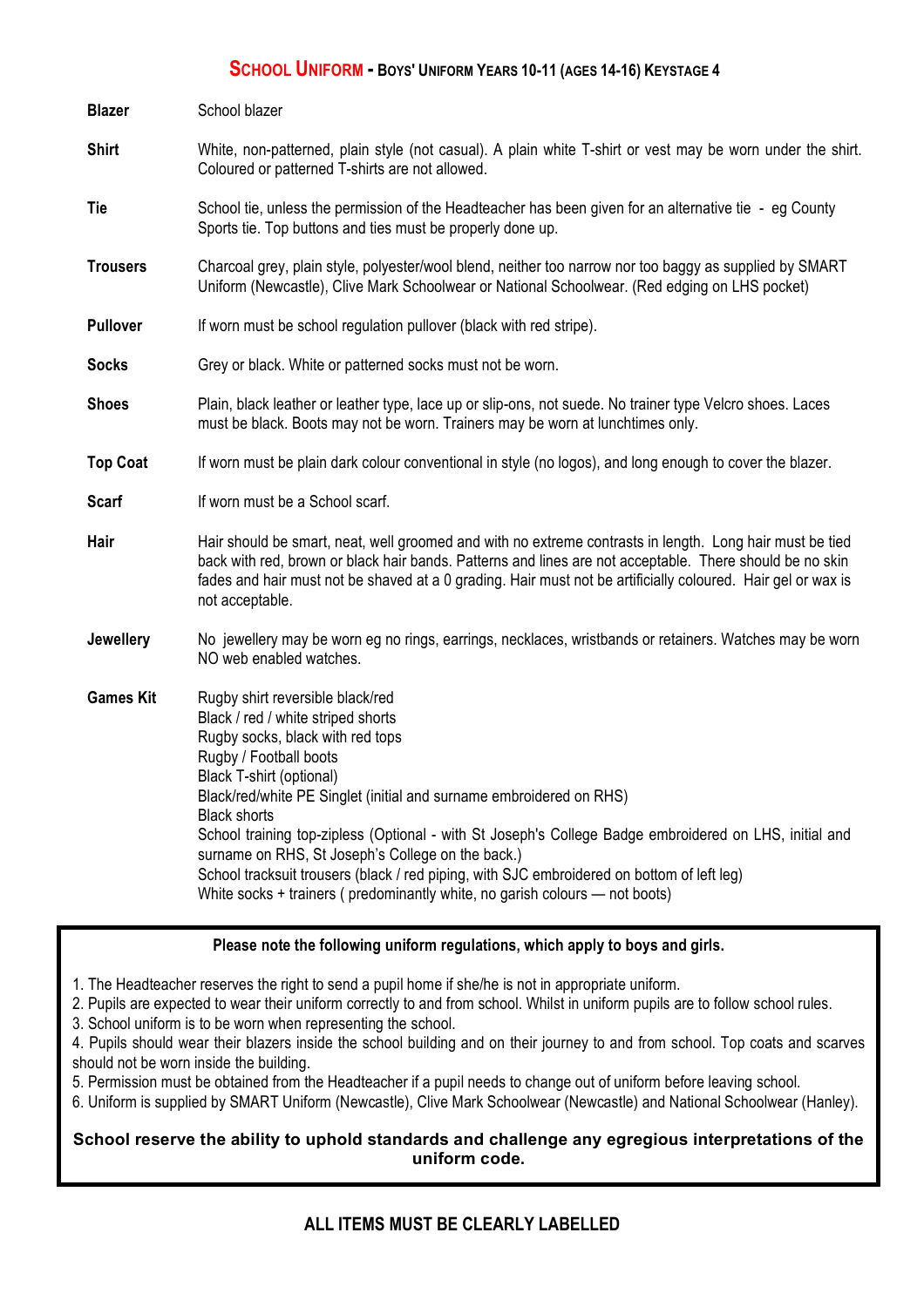## SCHOOL UNIFORM - BOYS' UNIFORM YEARS 10-11 (AGES 14-16) KEYSTAGE 4

| | |
|---|---|
| **Blazer** | School blazer |
| **Shirt** | White, non-patterned, plain style (not casual). A plain white T-shirt or vest may be worn under the shirt. Coloured or patterned T-shirts are not allowed. |
| **Tie** | School tie, unless the permission of the Headteacher has been given for an alternative tie - eg County Sports tie. Top buttons and ties must be properly done up. |
| **Trousers** | Charcoal grey, plain style, polyester/wool blend, neither too narrow nor too baggy as supplied by SMART Uniform (Newcastle), Clive Mark Schoolwear or National Schoolwear. (Red edging on LHS pocket) |
| **Pullover** | If worn must be school regulation pullover (black with red stripe). |
| **Socks** | Grey or black. White or patterned socks must not be worn. |
| **Shoes** | Plain, black leather or leather type, lace up or slip-ons, not suede. No trainer type Velcro shoes. Laces must be black. Boots may not be worn. Trainers may be worn at lunchtimes only. |
| **Top Coat** | If worn must be plain dark colour conventional in style (no logos), and long enough to cover the blazer. |
| **Scarf** | If worn must be a School scarf. |
| **Hair** | Hair should be smart, neat, well groomed and with no extreme contrasts in length. Long hair must be tied back with red, brown or black hair bands. Patterns and lines are not acceptable. There should be no skin fades and hair must not be shaved at a 0 grading. Hair must not be artificially coloured. Hair gel or wax is not acceptable. |
| **Jewellery** | No jewellery may be worn eg no rings, earrings, necklaces, wristbands or retainers. Watches may be worn NO web enabled watches. |
| **Games Kit** | Rugby shirt reversible black/red<br>Black / red / white striped shorts<br>Rugby socks, black with red tops<br>Rugby / Football boots<br>Black T-shirt (optional)<br>Black/red/white PE Singlet (initial and surname embroidered on RHS)<br>Black shorts<br>School training top-zipless (Optional - with St Joseph's College Badge embroidered on LHS, initial and surname on RHS, St Joseph's College on the back.)<br>School tracksuit trousers (black / red piping, with SJC embroidered on bottom of left leg)<br>White socks + trainers ( predominantly white, no garish colours — not boots) |

**Please note the following uniform regulations, which apply to boys and girls.**

1. The Headteacher reserves the right to send a pupil home if she/he is not in appropriate uniform.
2. Pupils are expected to wear their uniform correctly to and from school. Whilst in uniform pupils are to follow school rules.
3. School uniform is to be worn when representing the school.
4. Pupils should wear their blazers inside the school building and on their journey to and from school. Top coats and scarves should not be worn inside the building.
5. Permission must be obtained from the Headteacher if a pupil needs to change out of uniform before leaving school.
6. Uniform is supplied by SMART Uniform (Newcastle), Clive Mark Schoolwear (Newcastle) and National Schoolwear (Hanley).

**School reserve the ability to uphold standards and challenge any egregious interpretations of the uniform code.**

**ALL ITEMS MUST BE CLEARLY LABELLED**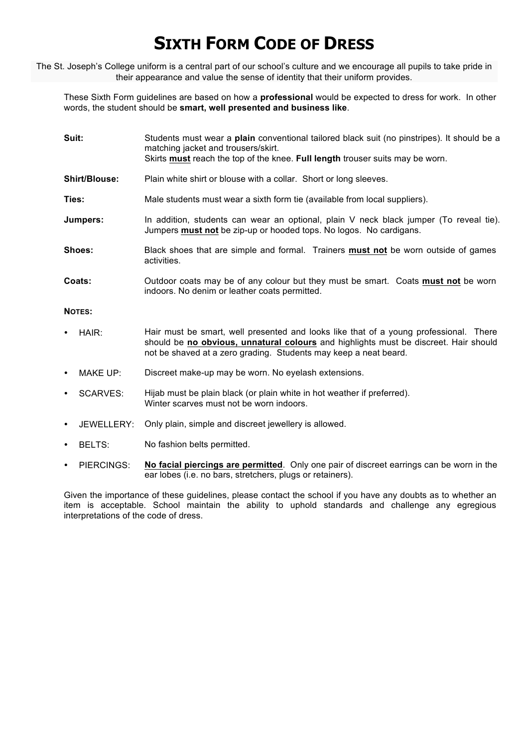# SIXTH FORM CODE OF DRESS

The St. Joseph's College uniform is a central part of our school's culture and we encourage all pupils to take pride in their appearance and value the sense of identity that their uniform provides.

These Sixth Form guidelines are based on how a **professional** would be expected to dress for work. In other words, the student should be **smart, well presented and business like**.

**Suit:** Students must wear a **plain** conventional tailored black suit (no pinstripes). It should be a matching jacket and trousers/skirt.
Skirts **must** reach the top of the knee. **Full length** trouser suits may be worn.

**Shirt/Blouse:** Plain white shirt or blouse with a collar. Short or long sleeves.

**Ties:** Male students must wear a sixth form tie (available from local suppliers).

**Jumpers:** In addition, students can wear an optional, plain V neck black jumper (To reveal tie). Jumpers **must not** be zip-up or hooded tops. No logos. No cardigans.

**Shoes:** Black shoes that are simple and formal. Trainers **must not** be worn outside of games activities.

**Coats:** Outdoor coats may be of any colour but they must be smart. Coats **must not** be worn indoors. No denim or leather coats permitted.

**NOTES:**

- HAIR: Hair must be smart, well presented and looks like that of a young professional. There should be **no obvious, unnatural colours** and highlights must be discreet. Hair should not be shaved at a zero grading. Students may keep a neat beard.
- MAKE UP: Discreet make-up may be worn. No eyelash extensions.
- SCARVES: Hijab must be plain black (or plain white in hot weather if preferred). Winter scarves must not be worn indoors.
- JEWELLERY: Only plain, simple and discreet jewellery is allowed.
- BELTS: No fashion belts permitted.
- PIERCINGS: **No facial piercings are permitted**. Only one pair of discreet earrings can be worn in the ear lobes (i.e. no bars, stretchers, plugs or retainers).

Given the importance of these guidelines, please contact the school if you have any doubts as to whether an item is acceptable. School maintain the ability to uphold standards and challenge any egregious interpretations of the code of dress.